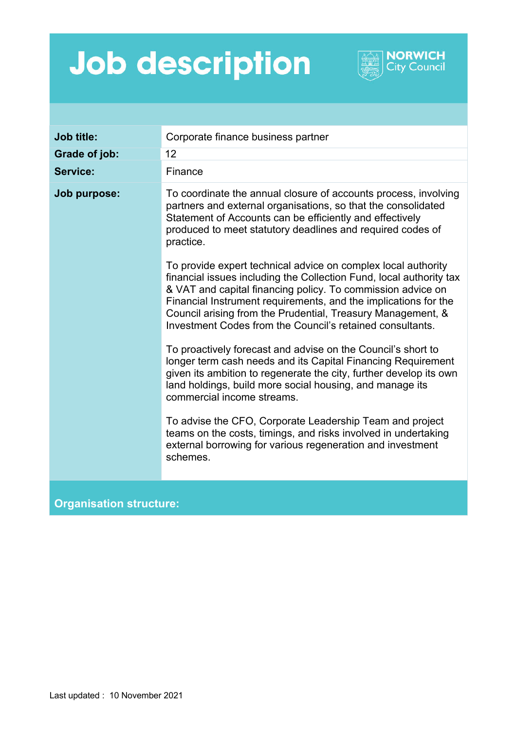# Job description

NORWICH City Council

| Job title: | Corporate finance business partner |
| --- | --- |
| Grade of job: | 12 |
| Service: | Finance |
| Job purpose: | To coordinate the annual closure of accounts process, involving partners and external organisations, so that the consolidated Statement of Accounts can be efficiently and effectively produced to meet statutory deadlines and required codes of practice.<br><br>To provide expert technical advice on complex local authority financial issues including the Collection Fund, local authority tax & VAT and capital financing policy. To commission advice on Financial Instrument requirements, and the implications for the Council arising from the Prudential, Treasury Management, & Investment Codes from the Council's retained consultants.<br><br>To proactively forecast and advise on the Council's short to longer term cash needs and its Capital Financing Requirement given its ambition to regenerate the city, further develop its own land holdings, build more social housing, and manage its commercial income streams.<br><br>To advise the CFO, Corporate Leadership Team and project teams on the costs, timings, and risks involved in undertaking external borrowing for various regeneration and investment schemes. |

## Organisation structure:

Last updated : 10 November 2021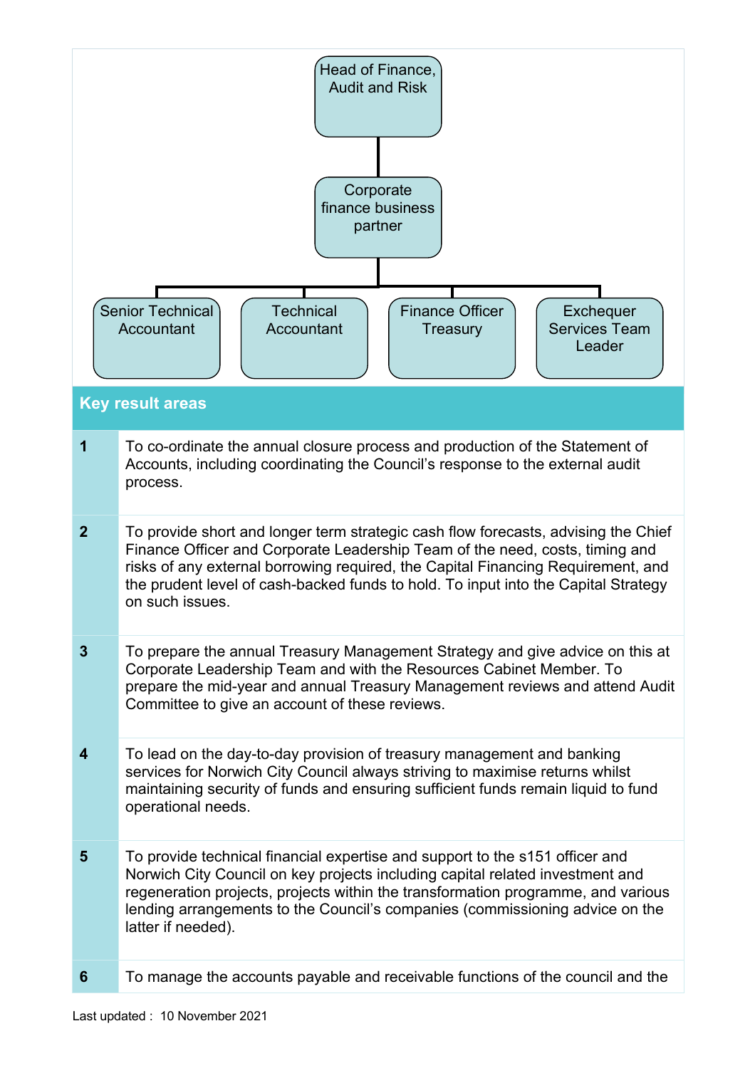Head of Finance, Audit and Risk

Corporate finance business partner

- Senior Technical Accountant
- Technical Accountant
- Finance Officer Treasury
- Exchequer Services Team Leader

## Key result areas

| | |
|---|---|
| **1** | To co-ordinate the annual closure process and production of the Statement of Accounts, including coordinating the Council's response to the external audit process. |
| **2** | To provide short and longer term strategic cash flow forecasts, advising the Chief Finance Officer and Corporate Leadership Team of the need, costs, timing and risks of any external borrowing required, the Capital Financing Requirement, and the prudent level of cash-backed funds to hold. To input into the Capital Strategy on such issues. |
| **3** | To prepare the annual Treasury Management Strategy and give advice on this at Corporate Leadership Team and with the Resources Cabinet Member. To prepare the mid-year and annual Treasury Management reviews and attend Audit Committee to give an account of these reviews. |
| **4** | To lead on the day-to-day provision of treasury management and banking services for Norwich City Council always striving to maximise returns whilst maintaining security of funds and ensuring sufficient funds remain liquid to fund operational needs. |
| **5** | To provide technical financial expertise and support to the s151 officer and Norwich City Council on key projects including capital related investment and regeneration projects, projects within the transformation programme, and various lending arrangements to the Council's companies (commissioning advice on the latter if needed). |
| **6** | To manage the accounts payable and receivable functions of the council and the |

Last updated : 10 November 2021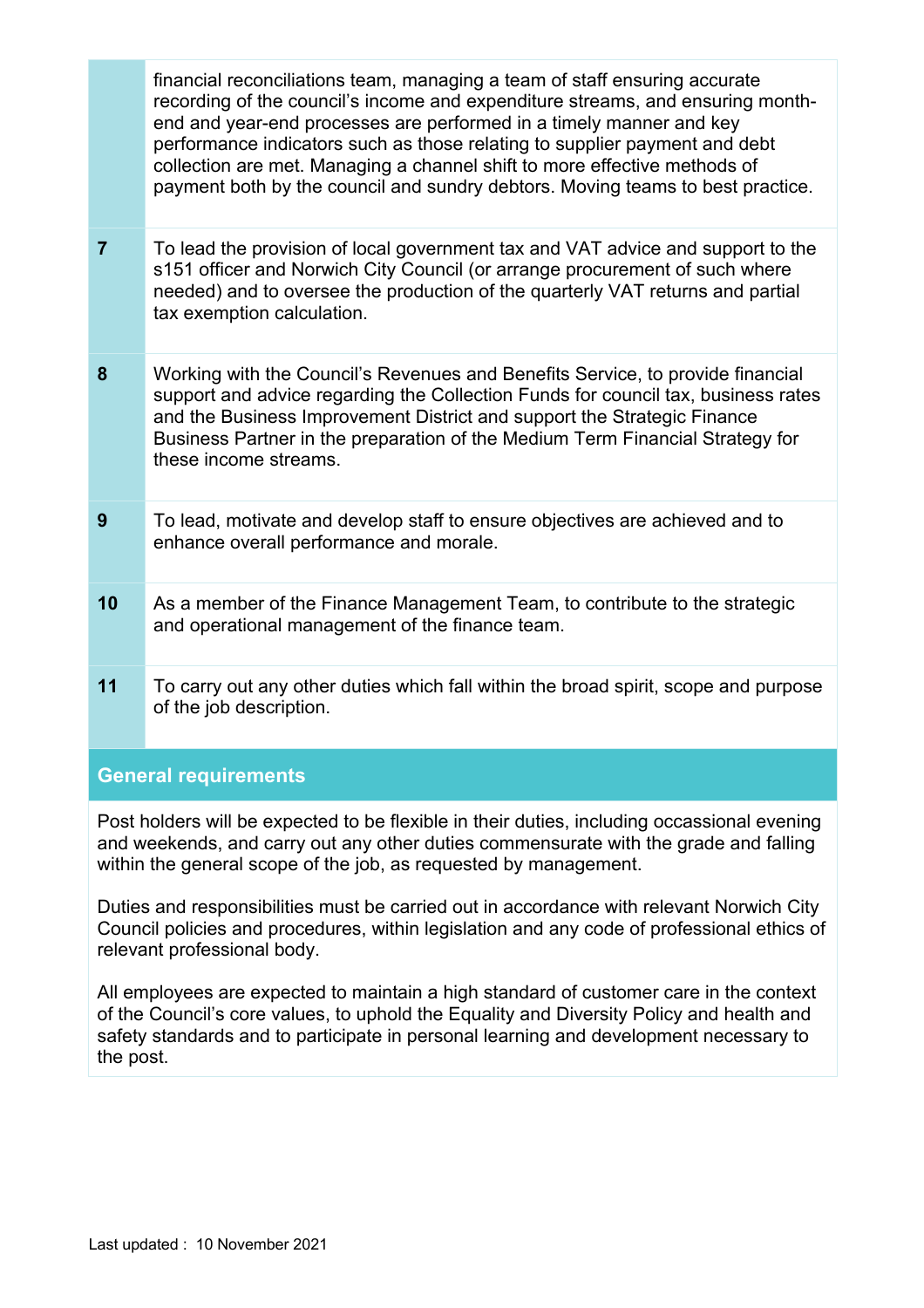| | |
|---|---|
| | financial reconciliations team, managing a team of staff ensuring accurate recording of the council's income and expenditure streams, and ensuring month-end and year-end processes are performed in a timely manner and key performance indicators such as those relating to supplier payment and debt collection are met. Managing a channel shift to more effective methods of payment both by the council and sundry debtors. Moving teams to best practice. |
| **7** | To lead the provision of local government tax and VAT advice and support to the s151 officer and Norwich City Council (or arrange procurement of such where needed) and to oversee the production of the quarterly VAT returns and partial tax exemption calculation. |
| **8** | Working with the Council's Revenues and Benefits Service, to provide financial support and advice regarding the Collection Funds for council tax, business rates and the Business Improvement District and support the Strategic Finance Business Partner in the preparation of the Medium Term Financial Strategy for these income streams. |
| **9** | To lead, motivate and develop staff to ensure objectives are achieved and to enhance overall performance and morale. |
| **10** | As a member of the Finance Management Team, to contribute to the strategic and operational management of the finance team. |
| **11** | To carry out any other duties which fall within the broad spirit, scope and purpose of the job description. |

## General requirements

Post holders will be expected to be flexible in their duties, including occassional evening and weekends, and carry out any other duties commensurate with the grade and falling within the general scope of the job, as requested by management.

Duties and responsibilities must be carried out in accordance with relevant Norwich City Council policies and procedures, within legislation and any code of professional ethics of relevant professional body.

All employees are expected to maintain a high standard of customer care in the context of the Council's core values, to uphold the Equality and Diversity Policy and health and safety standards and to participate in personal learning and development necessary to the post.

Last updated : 10 November 2021